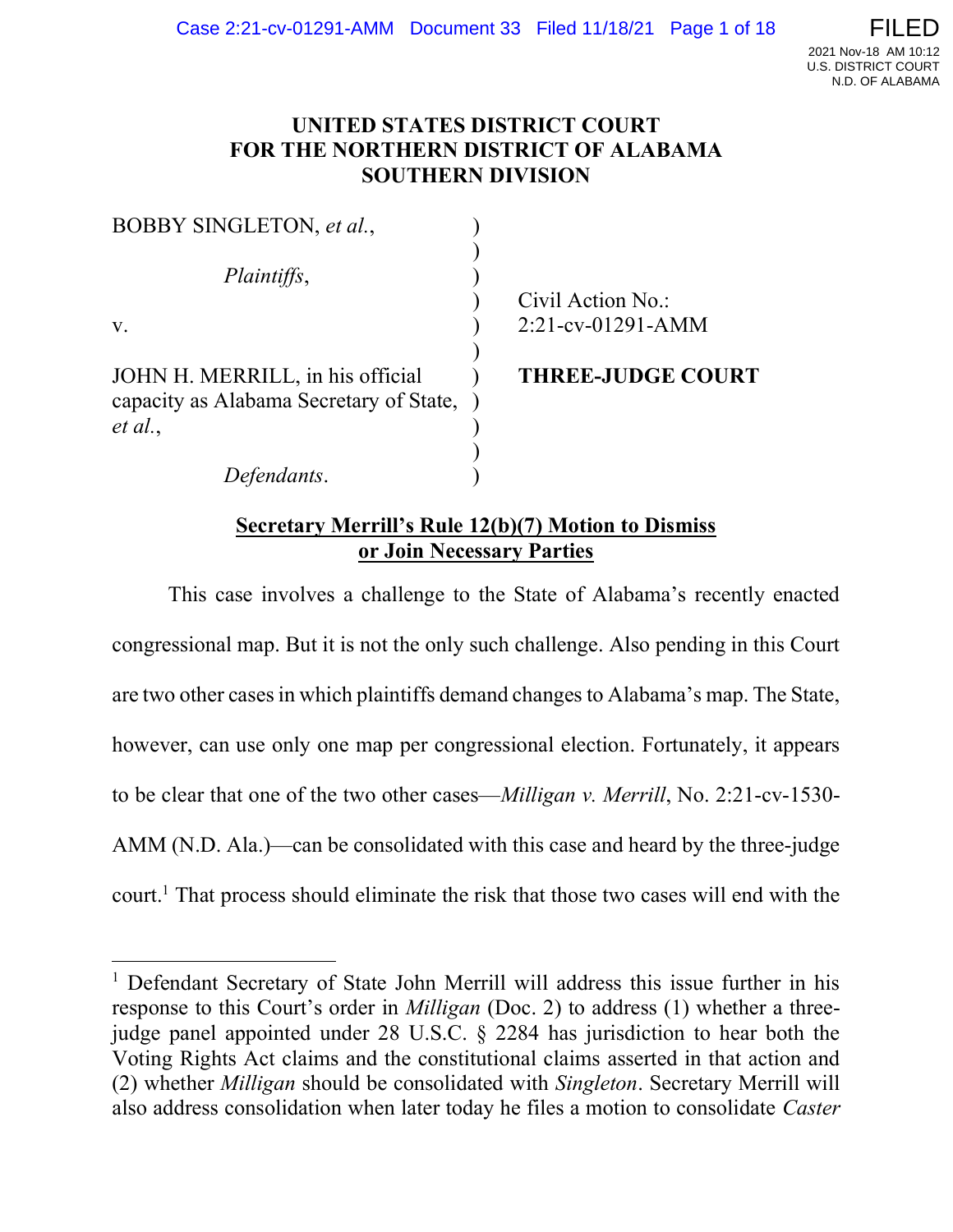**UNITED STATES DISTRICT COURT**
**FOR THE NORTHERN DISTRICT OF ALABAMA**
**SOUTHERN DIVISION**

| | |
|---|---|
| BOBBY SINGLETON, *et al.*, | |
| *Plaintiffs*, | Civil Action No.: 2:21-cv-01291-AMM |
| v. | |
| JOHN H. MERRILL, in his official capacity as Alabama Secretary of State, *et al.*, | **THREE-JUDGE COURT** |
| *Defendants*. | |

**Secretary Merrill's Rule 12(b)(7) Motion to Dismiss or Join Necessary Parties**

This case involves a challenge to the State of Alabama's recently enacted congressional map. But it is not the only such challenge. Also pending in this Court are two other cases in which plaintiffs demand changes to Alabama's map. The State, however, can use only one map per congressional election. Fortunately, it appears to be clear that one of the two other cases—*Milligan v. Merrill*, No. 2:21-cv-1530-AMM (N.D. Ala.)—can be consolidated with this case and heard by the three-judge court.[1] That process should eliminate the risk that those two cases will end with the

[1] Defendant Secretary of State John Merrill will address this issue further in his response to this Court's order in *Milligan* (Doc. 2) to address (1) whether a three-judge panel appointed under 28 U.S.C. § 2284 has jurisdiction to hear both the Voting Rights Act claims and the constitutional claims asserted in that action and (2) whether *Milligan* should be consolidated with *Singleton*. Secretary Merrill will also address consolidation when later today he files a motion to consolidate *Caster*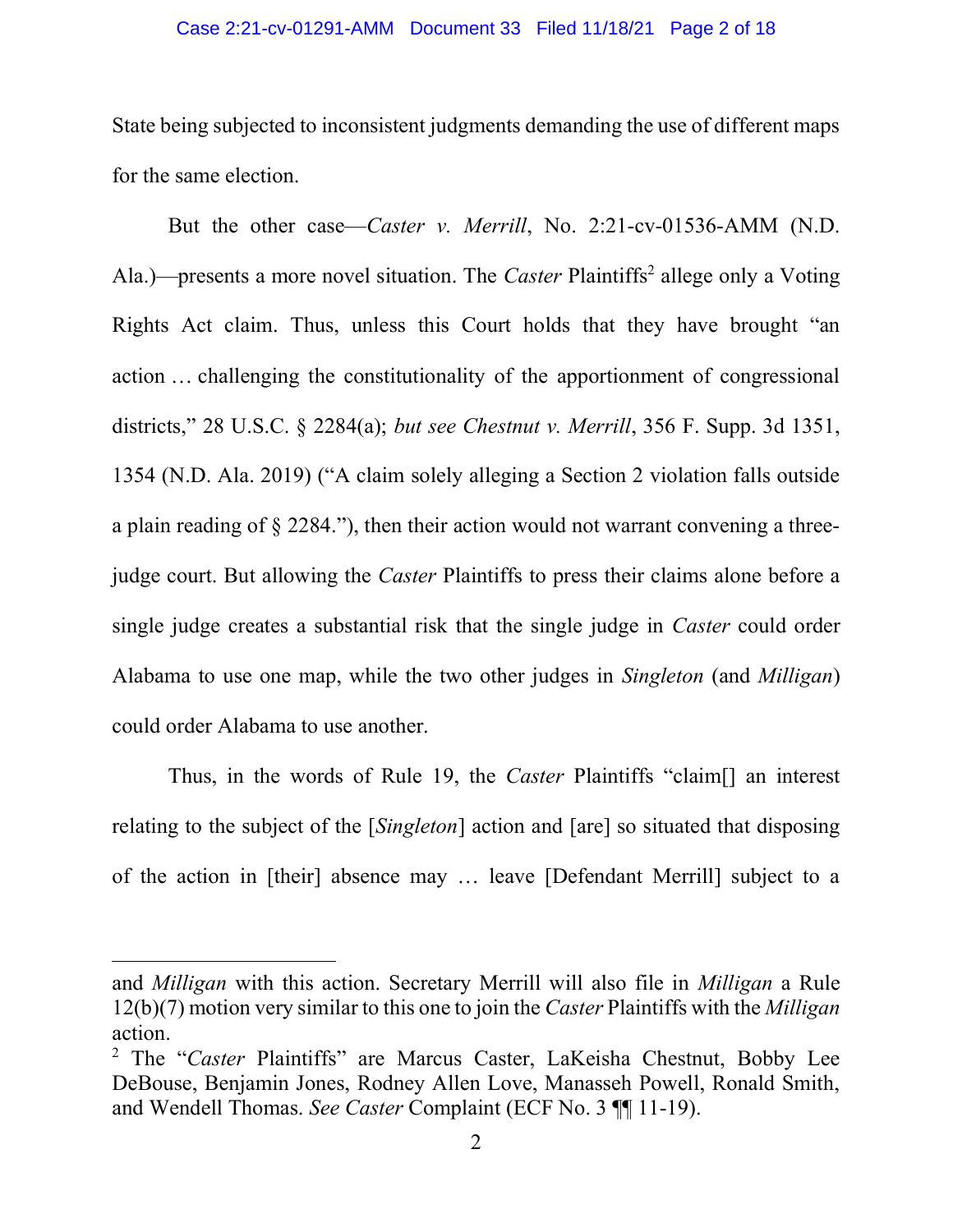State being subjected to inconsistent judgments demanding the use of different maps for the same election.

But the other case—*Caster v. Merrill*, No. 2:21-cv-01536-AMM (N.D. Ala.)—presents a more novel situation. The *Caster* Plaintiffs[2] allege only a Voting Rights Act claim. Thus, unless this Court holds that they have brought "an action … challenging the constitutionality of the apportionment of congressional districts," 28 U.S.C. § 2284(a); *but see Chestnut v. Merrill*, 356 F. Supp. 3d 1351, 1354 (N.D. Ala. 2019) ("A claim solely alleging a Section 2 violation falls outside a plain reading of § 2284."), then their action would not warrant convening a three-judge court. But allowing the *Caster* Plaintiffs to press their claims alone before a single judge creates a substantial risk that the single judge in *Caster* could order Alabama to use one map, while the two other judges in *Singleton* (and *Milligan*) could order Alabama to use another.

Thus, in the words of Rule 19, the *Caster* Plaintiffs "claim[] an interest relating to the subject of the [*Singleton*] action and [are] so situated that disposing of the action in [their] absence may … leave [Defendant Merrill] subject to a

---

and *Milligan* with this action. Secretary Merrill will also file in *Milligan* a Rule 12(b)(7) motion very similar to this one to join the *Caster* Plaintiffs with the *Milligan* action.

[2] The "*Caster* Plaintiffs" are Marcus Caster, LaKeisha Chestnut, Bobby Lee DeBouse, Benjamin Jones, Rodney Allen Love, Manasseh Powell, Ronald Smith, and Wendell Thomas. *See Caster* Complaint (ECF No. 3 ¶¶ 11-19).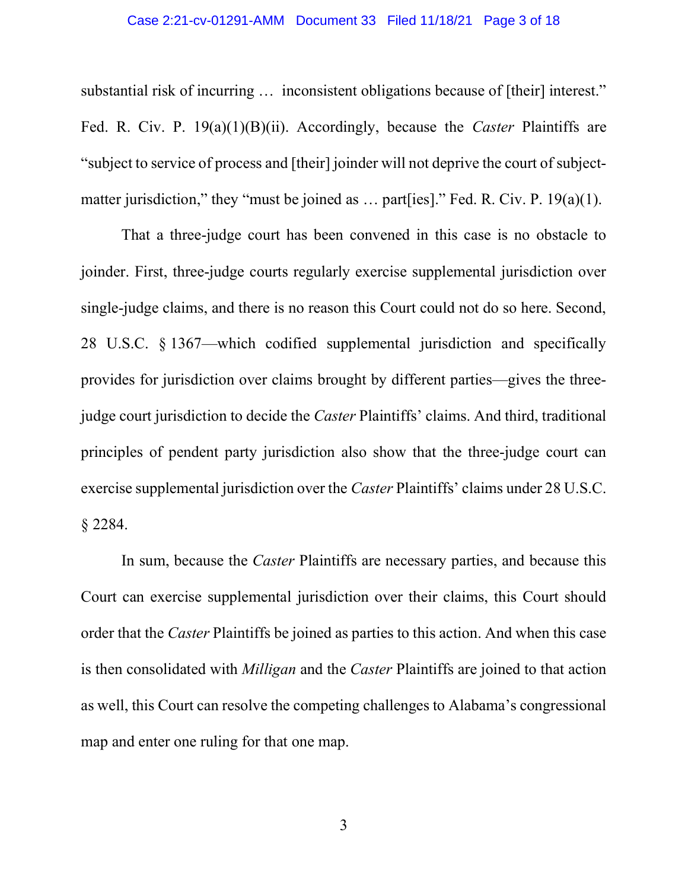substantial risk of incurring … inconsistent obligations because of [their] interest." Fed. R. Civ. P. 19(a)(1)(B)(ii). Accordingly, because the *Caster* Plaintiffs are "subject to service of process and [their] joinder will not deprive the court of subject-matter jurisdiction," they "must be joined as … part[ies]." Fed. R. Civ. P. 19(a)(1).

That a three-judge court has been convened in this case is no obstacle to joinder. First, three-judge courts regularly exercise supplemental jurisdiction over single-judge claims, and there is no reason this Court could not do so here. Second, 28 U.S.C. § 1367—which codified supplemental jurisdiction and specifically provides for jurisdiction over claims brought by different parties—gives the three-judge court jurisdiction to decide the *Caster* Plaintiffs' claims. And third, traditional principles of pendent party jurisdiction also show that the three-judge court can exercise supplemental jurisdiction over the *Caster* Plaintiffs' claims under 28 U.S.C. § 2284.

In sum, because the *Caster* Plaintiffs are necessary parties, and because this Court can exercise supplemental jurisdiction over their claims, this Court should order that the *Caster* Plaintiffs be joined as parties to this action. And when this case is then consolidated with *Milligan* and the *Caster* Plaintiffs are joined to that action as well, this Court can resolve the competing challenges to Alabama's congressional map and enter one ruling for that one map.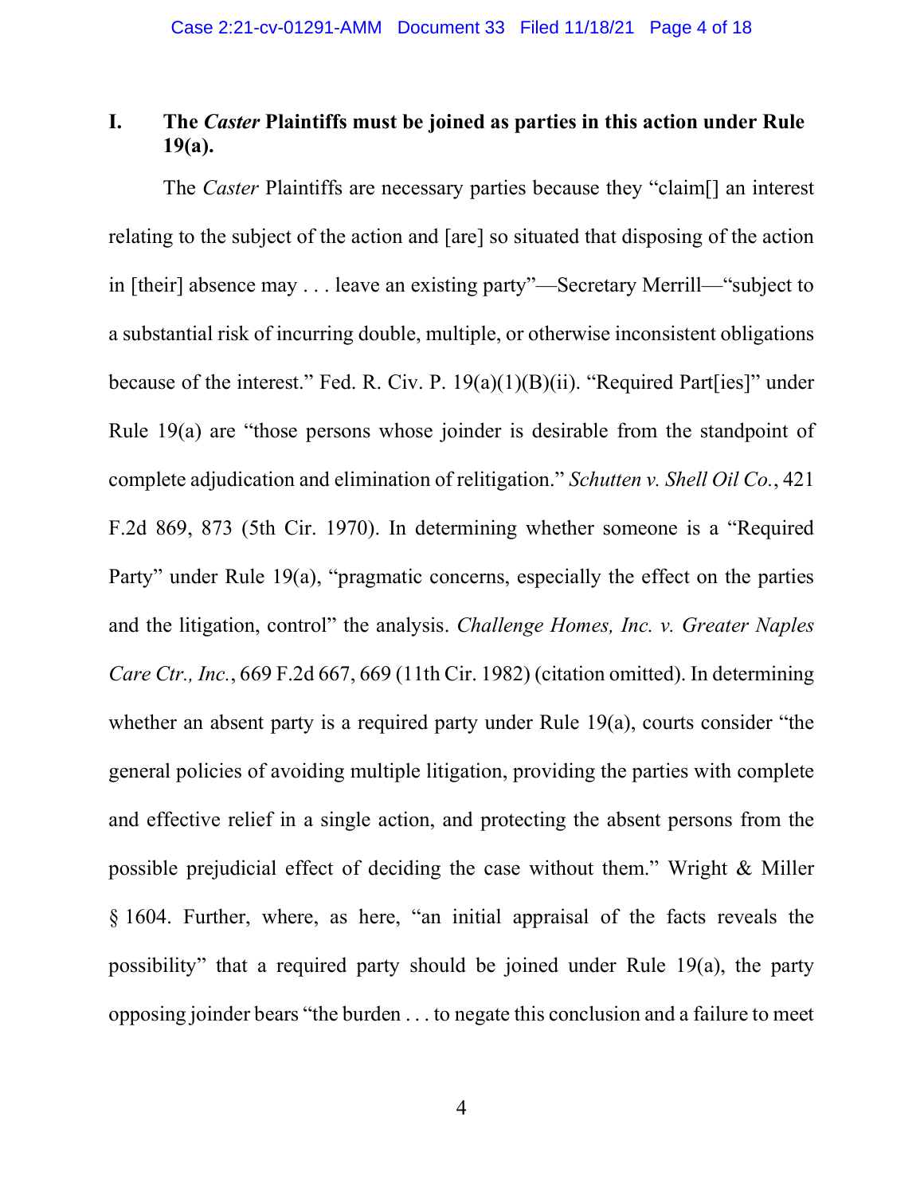## I. The *Caster* Plaintiffs must be joined as parties in this action under Rule 19(a).

The *Caster* Plaintiffs are necessary parties because they "claim[] an interest relating to the subject of the action and [are] so situated that disposing of the action in [their] absence may . . . leave an existing party"—Secretary Merrill—"subject to a substantial risk of incurring double, multiple, or otherwise inconsistent obligations because of the interest." Fed. R. Civ. P. 19(a)(1)(B)(ii). "Required Part[ies]" under Rule 19(a) are "those persons whose joinder is desirable from the standpoint of complete adjudication and elimination of relitigation." *Schutten v. Shell Oil Co.*, 421 F.2d 869, 873 (5th Cir. 1970). In determining whether someone is a "Required Party" under Rule 19(a), "pragmatic concerns, especially the effect on the parties and the litigation, control" the analysis. *Challenge Homes, Inc. v. Greater Naples Care Ctr., Inc.*, 669 F.2d 667, 669 (11th Cir. 1982) (citation omitted). In determining whether an absent party is a required party under Rule 19(a), courts consider "the general policies of avoiding multiple litigation, providing the parties with complete and effective relief in a single action, and protecting the absent persons from the possible prejudicial effect of deciding the case without them." Wright & Miller § 1604. Further, where, as here, "an initial appraisal of the facts reveals the possibility" that a required party should be joined under Rule 19(a), the party opposing joinder bears "the burden . . . to negate this conclusion and a failure to meet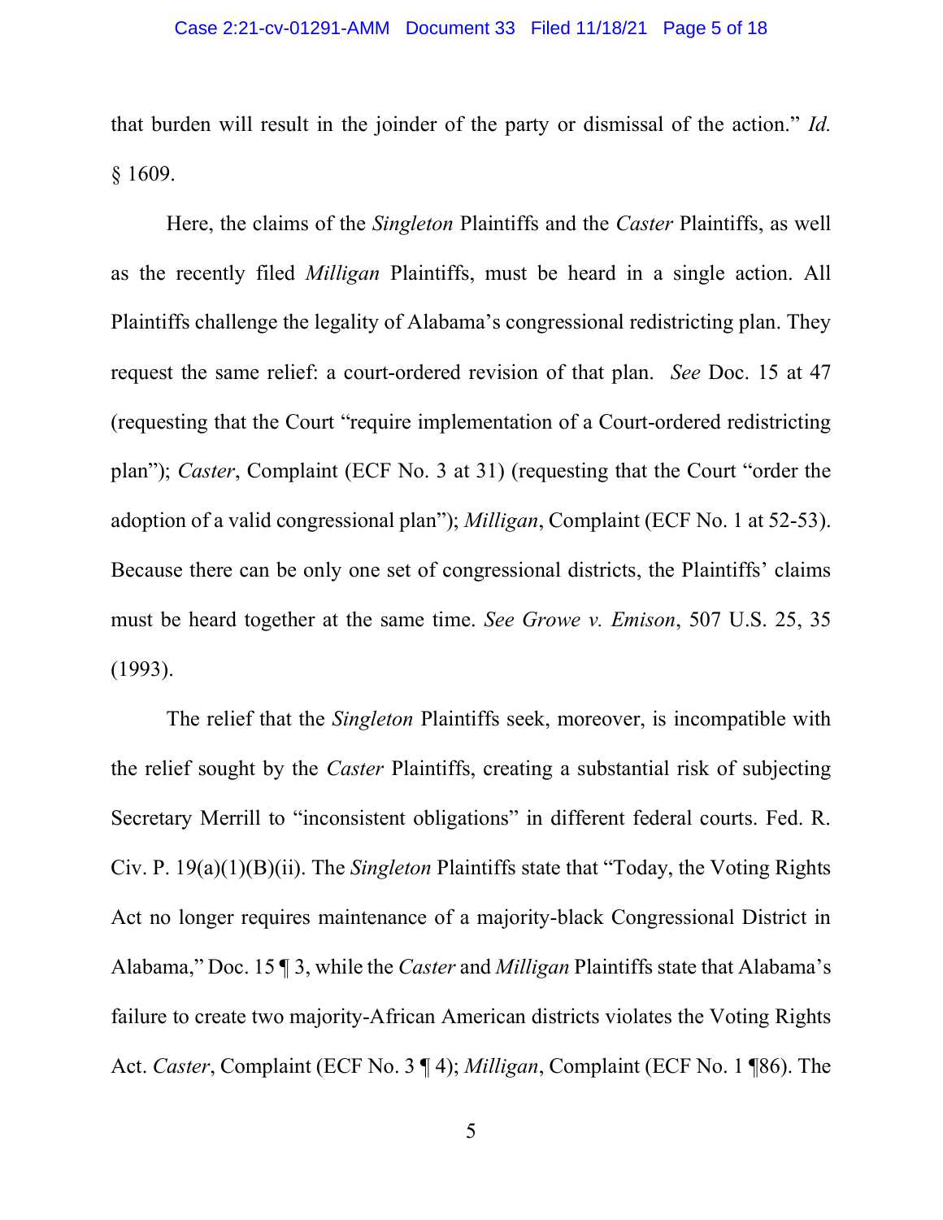that burden will result in the joinder of the party or dismissal of the action." *Id.* § 1609.

Here, the claims of the *Singleton* Plaintiffs and the *Caster* Plaintiffs, as well as the recently filed *Milligan* Plaintiffs, must be heard in a single action. All Plaintiffs challenge the legality of Alabama's congressional redistricting plan. They request the same relief: a court-ordered revision of that plan. *See* Doc. 15 at 47 (requesting that the Court "require implementation of a Court-ordered redistricting plan"); *Caster*, Complaint (ECF No. 3 at 31) (requesting that the Court "order the adoption of a valid congressional plan"); *Milligan*, Complaint (ECF No. 1 at 52-53). Because there can be only one set of congressional districts, the Plaintiffs' claims must be heard together at the same time. *See Growe v. Emison*, 507 U.S. 25, 35 (1993).

The relief that the *Singleton* Plaintiffs seek, moreover, is incompatible with the relief sought by the *Caster* Plaintiffs, creating a substantial risk of subjecting Secretary Merrill to "inconsistent obligations" in different federal courts. Fed. R. Civ. P. 19(a)(1)(B)(ii). The *Singleton* Plaintiffs state that "Today, the Voting Rights Act no longer requires maintenance of a majority-black Congressional District in Alabama," Doc. 15 ¶ 3, while the *Caster* and *Milligan* Plaintiffs state that Alabama's failure to create two majority-African American districts violates the Voting Rights Act. *Caster*, Complaint (ECF No. 3 ¶ 4); *Milligan*, Complaint (ECF No. 1 ¶86). The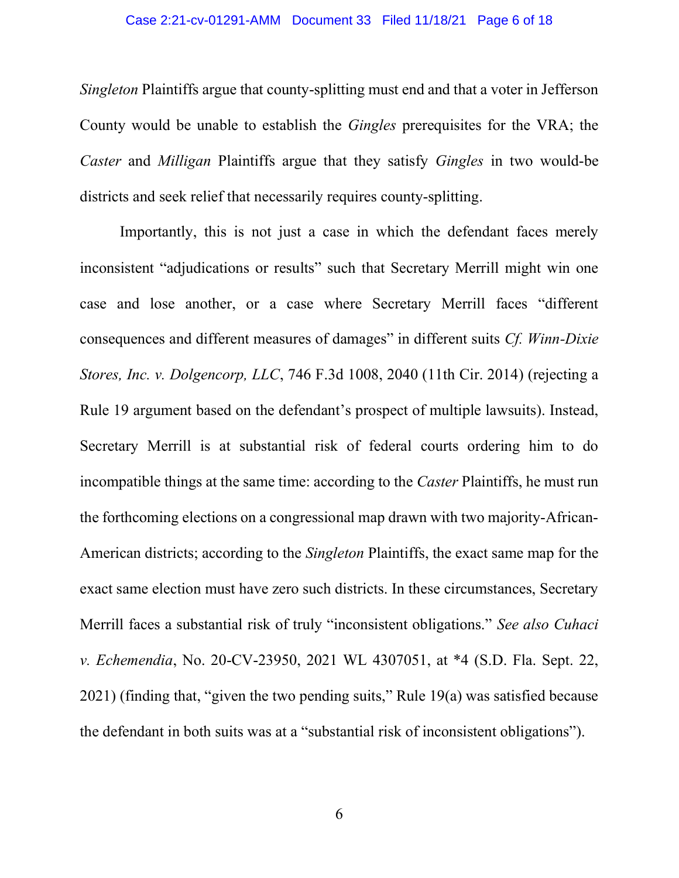*Singleton* Plaintiffs argue that county-splitting must end and that a voter in Jefferson County would be unable to establish the *Gingles* prerequisites for the VRA; the *Caster* and *Milligan* Plaintiffs argue that they satisfy *Gingles* in two would-be districts and seek relief that necessarily requires county-splitting.

Importantly, this is not just a case in which the defendant faces merely inconsistent "adjudications or results" such that Secretary Merrill might win one case and lose another, or a case where Secretary Merrill faces "different consequences and different measures of damages" in different suits *Cf. Winn-Dixie Stores, Inc. v. Dolgencorp, LLC*, 746 F.3d 1008, 2040 (11th Cir. 2014) (rejecting a Rule 19 argument based on the defendant's prospect of multiple lawsuits). Instead, Secretary Merrill is at substantial risk of federal courts ordering him to do incompatible things at the same time: according to the *Caster* Plaintiffs, he must run the forthcoming elections on a congressional map drawn with two majority-African-American districts; according to the *Singleton* Plaintiffs, the exact same map for the exact same election must have zero such districts. In these circumstances, Secretary Merrill faces a substantial risk of truly "inconsistent obligations." *See also Cuhaci v. Echemendia*, No. 20-CV-23950, 2021 WL 4307051, at *4 (S.D. Fla. Sept. 22, 2021) (finding that, "given the two pending suits," Rule 19(a) was satisfied because the defendant in both suits was at a "substantial risk of inconsistent obligations").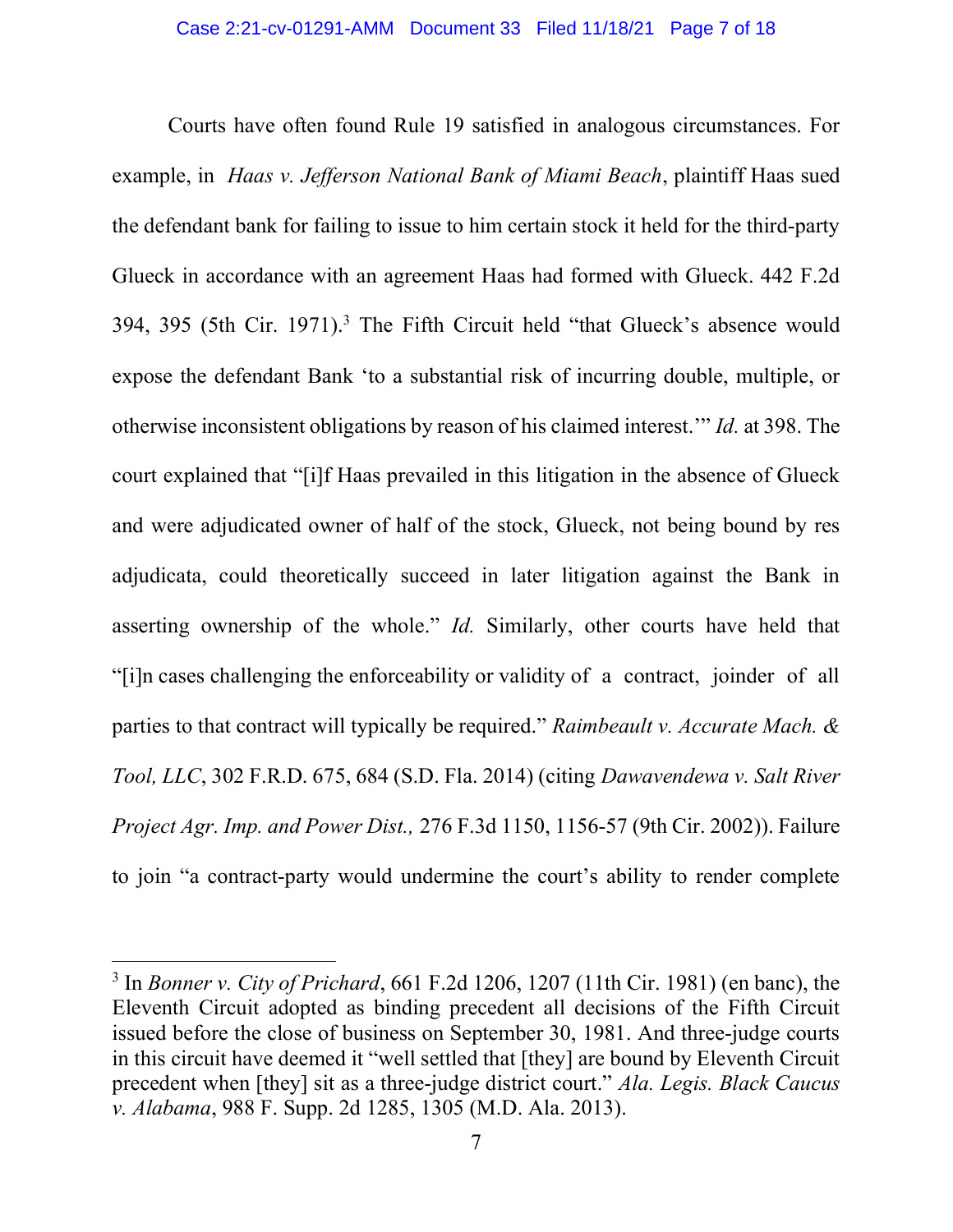Courts have often found Rule 19 satisfied in analogous circumstances. For example, in *Haas v. Jefferson National Bank of Miami Beach*, plaintiff Haas sued the defendant bank for failing to issue to him certain stock it held for the third-party Glueck in accordance with an agreement Haas had formed with Glueck. 442 F.2d 394, 395 (5th Cir. 1971).[3] The Fifth Circuit held "that Glueck's absence would expose the defendant Bank 'to a substantial risk of incurring double, multiple, or otherwise inconsistent obligations by reason of his claimed interest.'" *Id.* at 398. The court explained that "[i]f Haas prevailed in this litigation in the absence of Glueck and were adjudicated owner of half of the stock, Glueck, not being bound by res adjudicata, could theoretically succeed in later litigation against the Bank in asserting ownership of the whole." *Id.* Similarly, other courts have held that "[i]n cases challenging the enforceability or validity of a contract, joinder of all parties to that contract will typically be required." *Raimbeault v. Accurate Mach. & Tool, LLC*, 302 F.R.D. 675, 684 (S.D. Fla. 2014) (citing *Dawavendewa v. Salt River Project Agr. Imp. and Power Dist.,* 276 F.3d 1150, 1156-57 (9th Cir. 2002)). Failure to join "a contract-party would undermine the court's ability to render complete

---

[3] In *Bonner v. City of Prichard*, 661 F.2d 1206, 1207 (11th Cir. 1981) (en banc), the Eleventh Circuit adopted as binding precedent all decisions of the Fifth Circuit issued before the close of business on September 30, 1981. And three-judge courts in this circuit have deemed it "well settled that [they] are bound by Eleventh Circuit precedent when [they] sit as a three-judge district court." *Ala. Legis. Black Caucus v. Alabama*, 988 F. Supp. 2d 1285, 1305 (M.D. Ala. 2013).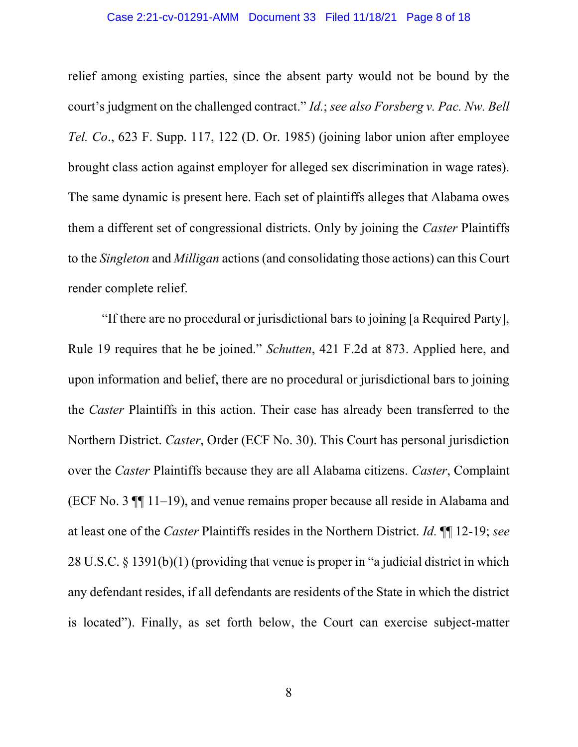relief among existing parties, since the absent party would not be bound by the court's judgment on the challenged contract." *Id.*; *see also Forsberg v. Pac. Nw. Bell Tel. Co*., 623 F. Supp. 117, 122 (D. Or. 1985) (joining labor union after employee brought class action against employer for alleged sex discrimination in wage rates). The same dynamic is present here. Each set of plaintiffs alleges that Alabama owes them a different set of congressional districts. Only by joining the *Caster* Plaintiffs to the *Singleton* and *Milligan* actions (and consolidating those actions) can this Court render complete relief.

"If there are no procedural or jurisdictional bars to joining [a Required Party], Rule 19 requires that he be joined." *Schutten*, 421 F.2d at 873. Applied here, and upon information and belief, there are no procedural or jurisdictional bars to joining the *Caster* Plaintiffs in this action. Their case has already been transferred to the Northern District. *Caster*, Order (ECF No. 30). This Court has personal jurisdiction over the *Caster* Plaintiffs because they are all Alabama citizens. *Caster*, Complaint (ECF No. 3 ¶¶ 11–19), and venue remains proper because all reside in Alabama and at least one of the *Caster* Plaintiffs resides in the Northern District. *Id.* ¶¶ 12-19; *see* 28 U.S.C. § 1391(b)(1) (providing that venue is proper in "a judicial district in which any defendant resides, if all defendants are residents of the State in which the district is located"). Finally, as set forth below, the Court can exercise subject-matter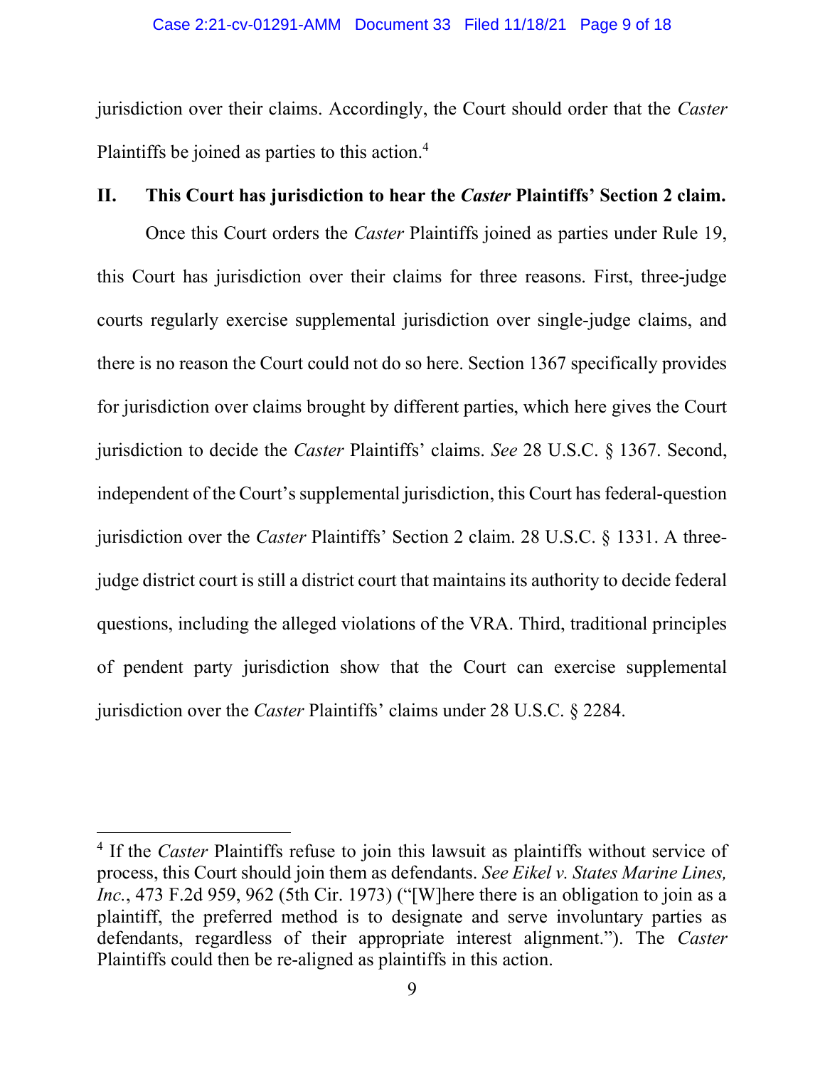jurisdiction over their claims. Accordingly, the Court should order that the *Caster* Plaintiffs be joined as parties to this action.[4]

## II. This Court has jurisdiction to hear the *Caster* Plaintiffs' Section 2 claim.

Once this Court orders the *Caster* Plaintiffs joined as parties under Rule 19, this Court has jurisdiction over their claims for three reasons. First, three-judge courts regularly exercise supplemental jurisdiction over single-judge claims, and there is no reason the Court could not do so here. Section 1367 specifically provides for jurisdiction over claims brought by different parties, which here gives the Court jurisdiction to decide the *Caster* Plaintiffs' claims. *See* 28 U.S.C. § 1367. Second, independent of the Court's supplemental jurisdiction, this Court has federal-question jurisdiction over the *Caster* Plaintiffs' Section 2 claim. 28 U.S.C. § 1331. A three-judge district court is still a district court that maintains its authority to decide federal questions, including the alleged violations of the VRA. Third, traditional principles of pendent party jurisdiction show that the Court can exercise supplemental jurisdiction over the *Caster* Plaintiffs' claims under 28 U.S.C. § 2284.

---

[4] If the *Caster* Plaintiffs refuse to join this lawsuit as plaintiffs without service of process, this Court should join them as defendants. *See Eikel v. States Marine Lines, Inc.*, 473 F.2d 959, 962 (5th Cir. 1973) ("[W]here there is an obligation to join as a plaintiff, the preferred method is to designate and serve involuntary parties as defendants, regardless of their appropriate interest alignment."). The *Caster* Plaintiffs could then be re-aligned as plaintiffs in this action.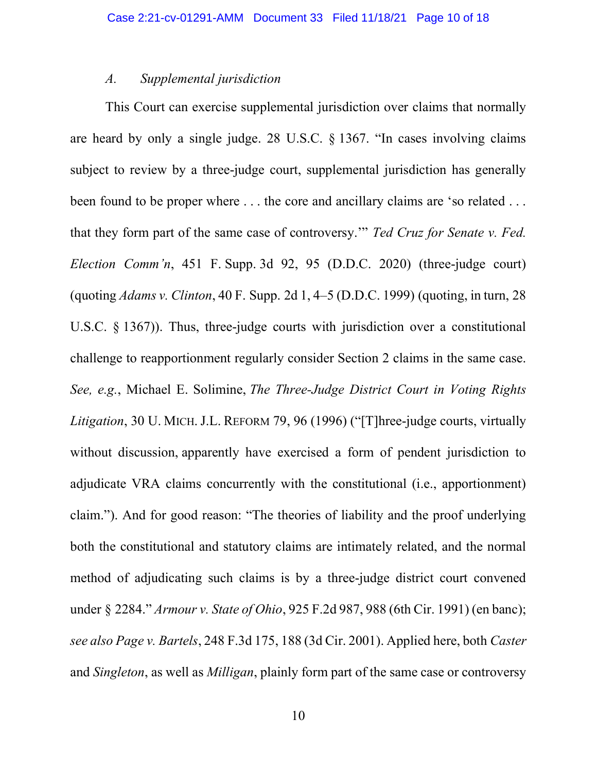### *A. Supplemental jurisdiction*

This Court can exercise supplemental jurisdiction over claims that normally are heard by only a single judge. 28 U.S.C. § 1367. "In cases involving claims subject to review by a three-judge court, supplemental jurisdiction has generally been found to be proper where . . . the core and ancillary claims are 'so related . . . that they form part of the same case of controversy.'" *Ted Cruz for Senate v. Fed. Election Comm'n*, 451 F. Supp. 3d 92, 95 (D.D.C. 2020) (three-judge court) (quoting *Adams v. Clinton*, 40 F. Supp. 2d 1, 4–5 (D.D.C. 1999) (quoting, in turn, 28 U.S.C. § 1367)). Thus, three-judge courts with jurisdiction over a constitutional challenge to reapportionment regularly consider Section 2 claims in the same case. *See, e.g.*, Michael E. Solimine, *The Three-Judge District Court in Voting Rights Litigation*, 30 U. MICH. J.L. REFORM 79, 96 (1996) ("[T]hree-judge courts, virtually without discussion, apparently have exercised a form of pendent jurisdiction to adjudicate VRA claims concurrently with the constitutional (i.e., apportionment) claim."). And for good reason: "The theories of liability and the proof underlying both the constitutional and statutory claims are intimately related, and the normal method of adjudicating such claims is by a three-judge district court convened under § 2284." *Armour v. State of Ohio*, 925 F.2d 987, 988 (6th Cir. 1991) (en banc); *see also Page v. Bartels*, 248 F.3d 175, 188 (3d Cir. 2001). Applied here, both *Caster* and *Singleton*, as well as *Milligan*, plainly form part of the same case or controversy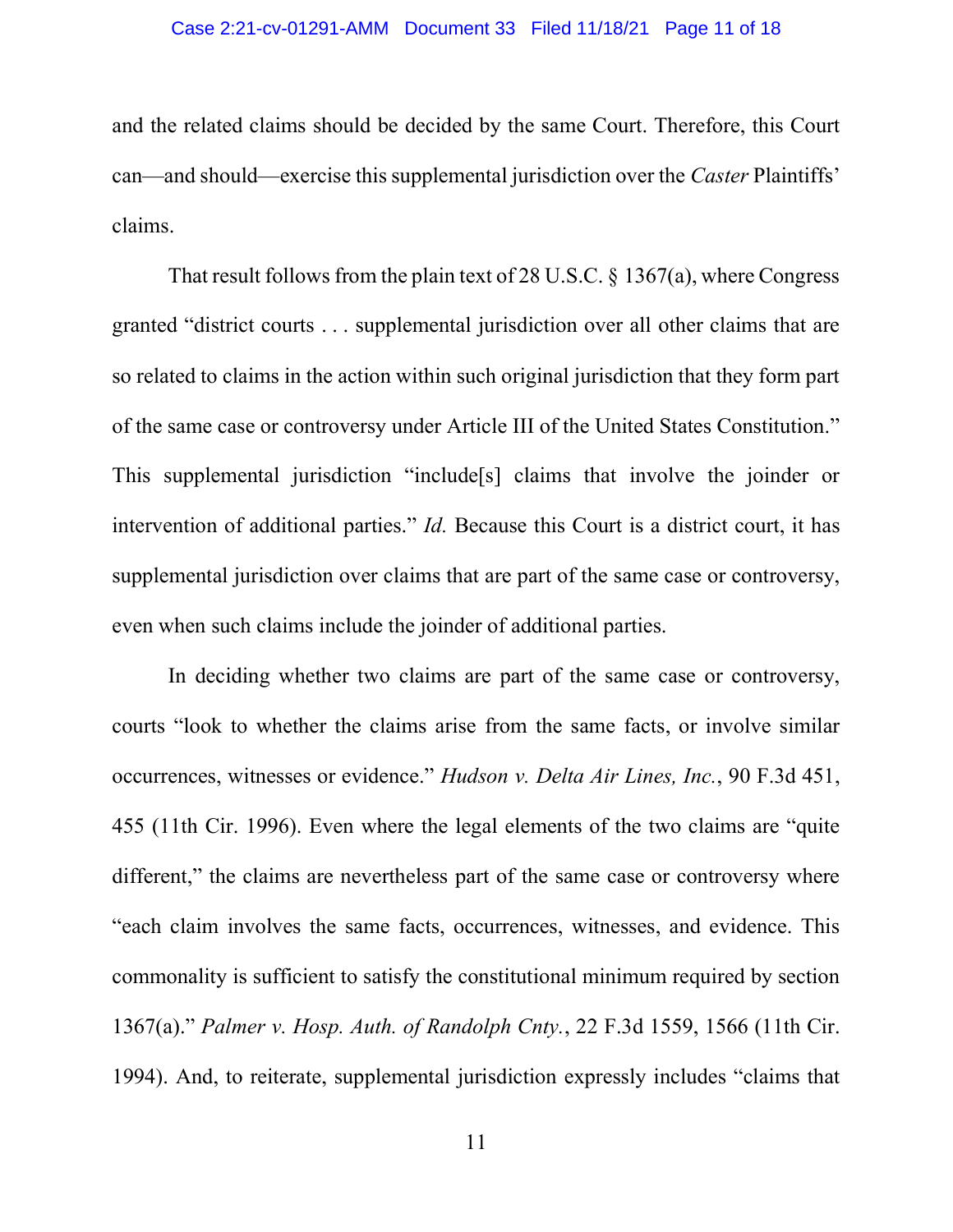and the related claims should be decided by the same Court. Therefore, this Court can—and should—exercise this supplemental jurisdiction over the *Caster* Plaintiffs' claims.

That result follows from the plain text of 28 U.S.C. § 1367(a), where Congress granted "district courts . . . supplemental jurisdiction over all other claims that are so related to claims in the action within such original jurisdiction that they form part of the same case or controversy under Article III of the United States Constitution." This supplemental jurisdiction "include[s] claims that involve the joinder or intervention of additional parties." *Id.* Because this Court is a district court, it has supplemental jurisdiction over claims that are part of the same case or controversy, even when such claims include the joinder of additional parties.

In deciding whether two claims are part of the same case or controversy, courts "look to whether the claims arise from the same facts, or involve similar occurrences, witnesses or evidence." *Hudson v. Delta Air Lines, Inc.*, 90 F.3d 451, 455 (11th Cir. 1996). Even where the legal elements of the two claims are "quite different," the claims are nevertheless part of the same case or controversy where "each claim involves the same facts, occurrences, witnesses, and evidence. This commonality is sufficient to satisfy the constitutional minimum required by section 1367(a)." *Palmer v. Hosp. Auth. of Randolph Cnty.*, 22 F.3d 1559, 1566 (11th Cir. 1994). And, to reiterate, supplemental jurisdiction expressly includes "claims that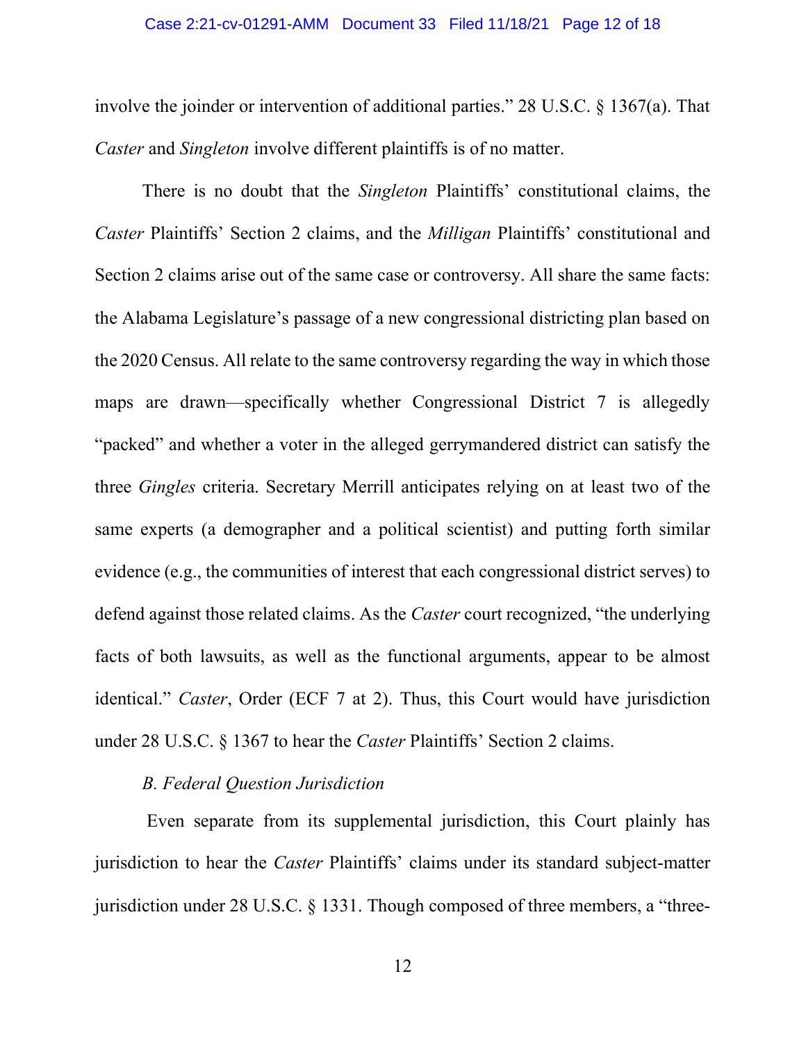involve the joinder or intervention of additional parties." 28 U.S.C. § 1367(a). That *Caster* and *Singleton* involve different plaintiffs is of no matter.

There is no doubt that the *Singleton* Plaintiffs' constitutional claims, the *Caster* Plaintiffs' Section 2 claims, and the *Milligan* Plaintiffs' constitutional and Section 2 claims arise out of the same case or controversy. All share the same facts: the Alabama Legislature's passage of a new congressional districting plan based on the 2020 Census. All relate to the same controversy regarding the way in which those maps are drawn—specifically whether Congressional District 7 is allegedly "packed" and whether a voter in the alleged gerrymandered district can satisfy the three *Gingles* criteria. Secretary Merrill anticipates relying on at least two of the same experts (a demographer and a political scientist) and putting forth similar evidence (e.g., the communities of interest that each congressional district serves) to defend against those related claims. As the *Caster* court recognized, "the underlying facts of both lawsuits, as well as the functional arguments, appear to be almost identical." *Caster*, Order (ECF 7 at 2). Thus, this Court would have jurisdiction under 28 U.S.C. § 1367 to hear the *Caster* Plaintiffs' Section 2 claims.

*B. Federal Question Jurisdiction*

Even separate from its supplemental jurisdiction, this Court plainly has jurisdiction to hear the *Caster* Plaintiffs' claims under its standard subject-matter jurisdiction under 28 U.S.C. § 1331. Though composed of three members, a "three-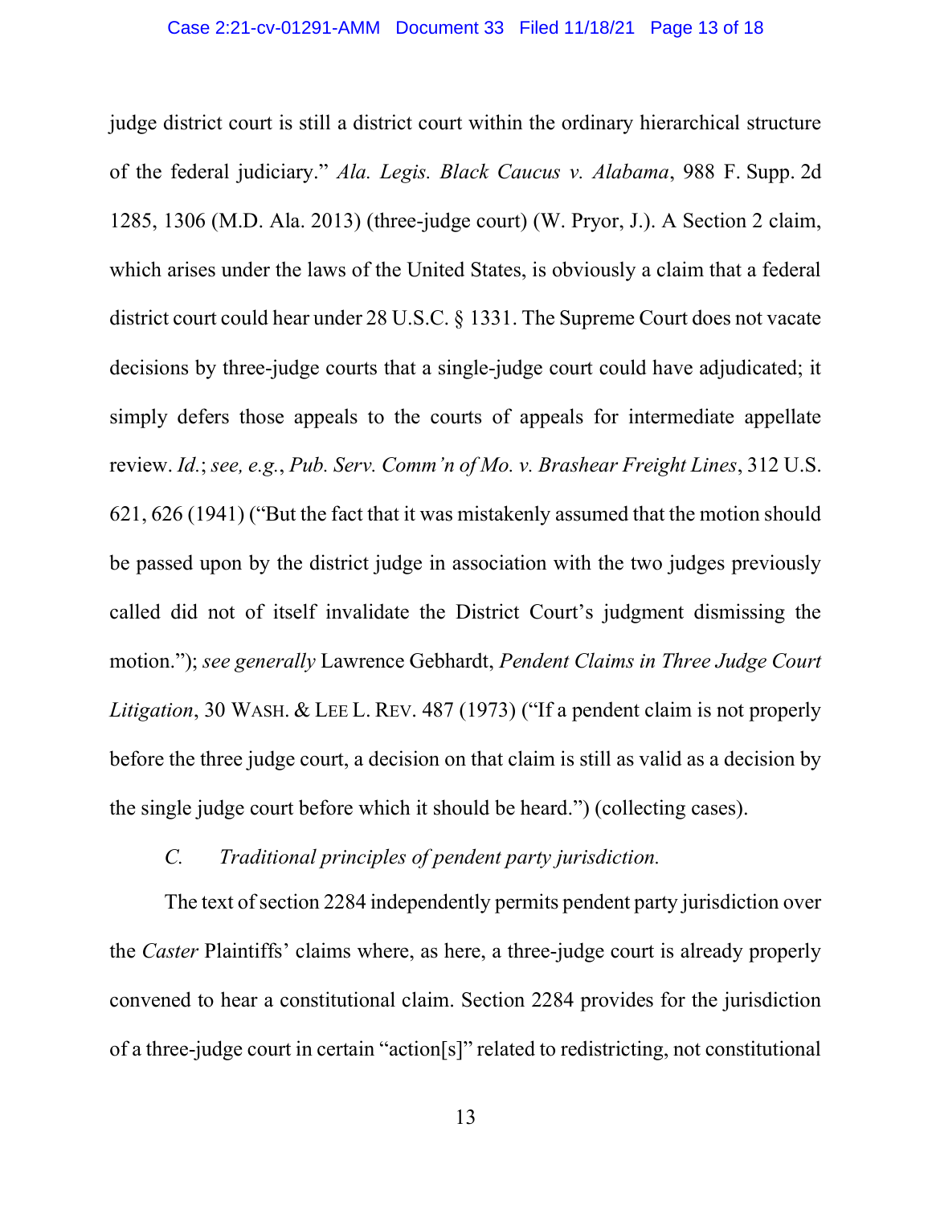judge district court is still a district court within the ordinary hierarchical structure of the federal judiciary." *Ala. Legis. Black Caucus v. Alabama*, 988 F. Supp. 2d 1285, 1306 (M.D. Ala. 2013) (three-judge court) (W. Pryor, J.). A Section 2 claim, which arises under the laws of the United States, is obviously a claim that a federal district court could hear under 28 U.S.C. § 1331. The Supreme Court does not vacate decisions by three-judge courts that a single-judge court could have adjudicated; it simply defers those appeals to the courts of appeals for intermediate appellate review. *Id.*; *see, e.g.*, *Pub. Serv. Comm'n of Mo. v. Brashear Freight Lines*, 312 U.S. 621, 626 (1941) ("But the fact that it was mistakenly assumed that the motion should be passed upon by the district judge in association with the two judges previously called did not of itself invalidate the District Court's judgment dismissing the motion."); *see generally* Lawrence Gebhardt, *Pendent Claims in Three Judge Court Litigation*, 30 WASH. & LEE L. REV. 487 (1973) ("If a pendent claim is not properly before the three judge court, a decision on that claim is still as valid as a decision by the single judge court before which it should be heard.") (collecting cases).

### *C. Traditional principles of pendent party jurisdiction.*

The text of section 2284 independently permits pendent party jurisdiction over the *Caster* Plaintiffs' claims where, as here, a three-judge court is already properly convened to hear a constitutional claim. Section 2284 provides for the jurisdiction of a three-judge court in certain "action[s]" related to redistricting, not constitutional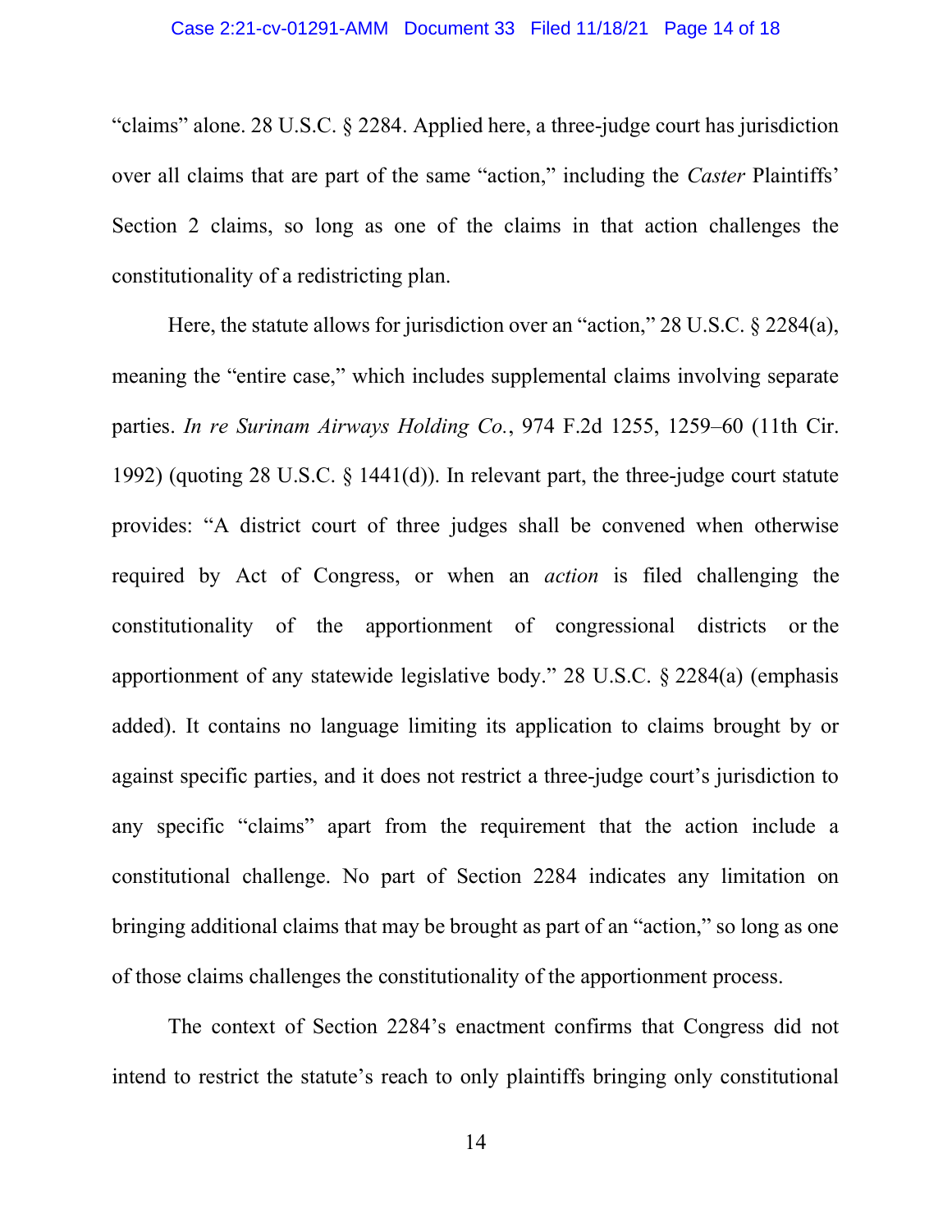"claims" alone. 28 U.S.C. § 2284. Applied here, a three-judge court has jurisdiction over all claims that are part of the same "action," including the *Caster* Plaintiffs' Section 2 claims, so long as one of the claims in that action challenges the constitutionality of a redistricting plan.

Here, the statute allows for jurisdiction over an "action," 28 U.S.C. § 2284(a), meaning the "entire case," which includes supplemental claims involving separate parties. *In re Surinam Airways Holding Co.*, 974 F.2d 1255, 1259–60 (11th Cir. 1992) (quoting 28 U.S.C. § 1441(d)). In relevant part, the three-judge court statute provides: "A district court of three judges shall be convened when otherwise required by Act of Congress, or when an *action* is filed challenging the constitutionality of the apportionment of congressional districts or the apportionment of any statewide legislative body." 28 U.S.C. § 2284(a) (emphasis added). It contains no language limiting its application to claims brought by or against specific parties, and it does not restrict a three-judge court's jurisdiction to any specific "claims" apart from the requirement that the action include a constitutional challenge. No part of Section 2284 indicates any limitation on bringing additional claims that may be brought as part of an "action," so long as one of those claims challenges the constitutionality of the apportionment process.

The context of Section 2284's enactment confirms that Congress did not intend to restrict the statute's reach to only plaintiffs bringing only constitutional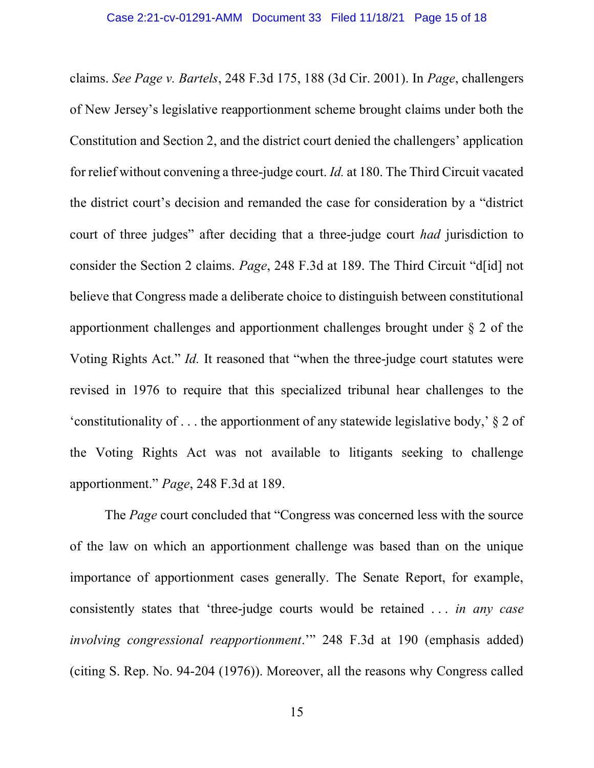claims. *See Page v. Bartels*, 248 F.3d 175, 188 (3d Cir. 2001). In *Page*, challengers of New Jersey's legislative reapportionment scheme brought claims under both the Constitution and Section 2, and the district court denied the challengers' application for relief without convening a three-judge court. *Id.* at 180. The Third Circuit vacated the district court's decision and remanded the case for consideration by a "district court of three judges" after deciding that a three-judge court *had* jurisdiction to consider the Section 2 claims. *Page*, 248 F.3d at 189. The Third Circuit "d[id] not believe that Congress made a deliberate choice to distinguish between constitutional apportionment challenges and apportionment challenges brought under § 2 of the Voting Rights Act." *Id.* It reasoned that "when the three-judge court statutes were revised in 1976 to require that this specialized tribunal hear challenges to the 'constitutionality of . . . the apportionment of any statewide legislative body,' § 2 of the Voting Rights Act was not available to litigants seeking to challenge apportionment." *Page*, 248 F.3d at 189.

The *Page* court concluded that "Congress was concerned less with the source of the law on which an apportionment challenge was based than on the unique importance of apportionment cases generally. The Senate Report, for example, consistently states that 'three-judge courts would be retained . . . *in any case involving congressional reapportionment*.'" 248 F.3d at 190 (emphasis added) (citing S. Rep. No. 94-204 (1976)). Moreover, all the reasons why Congress called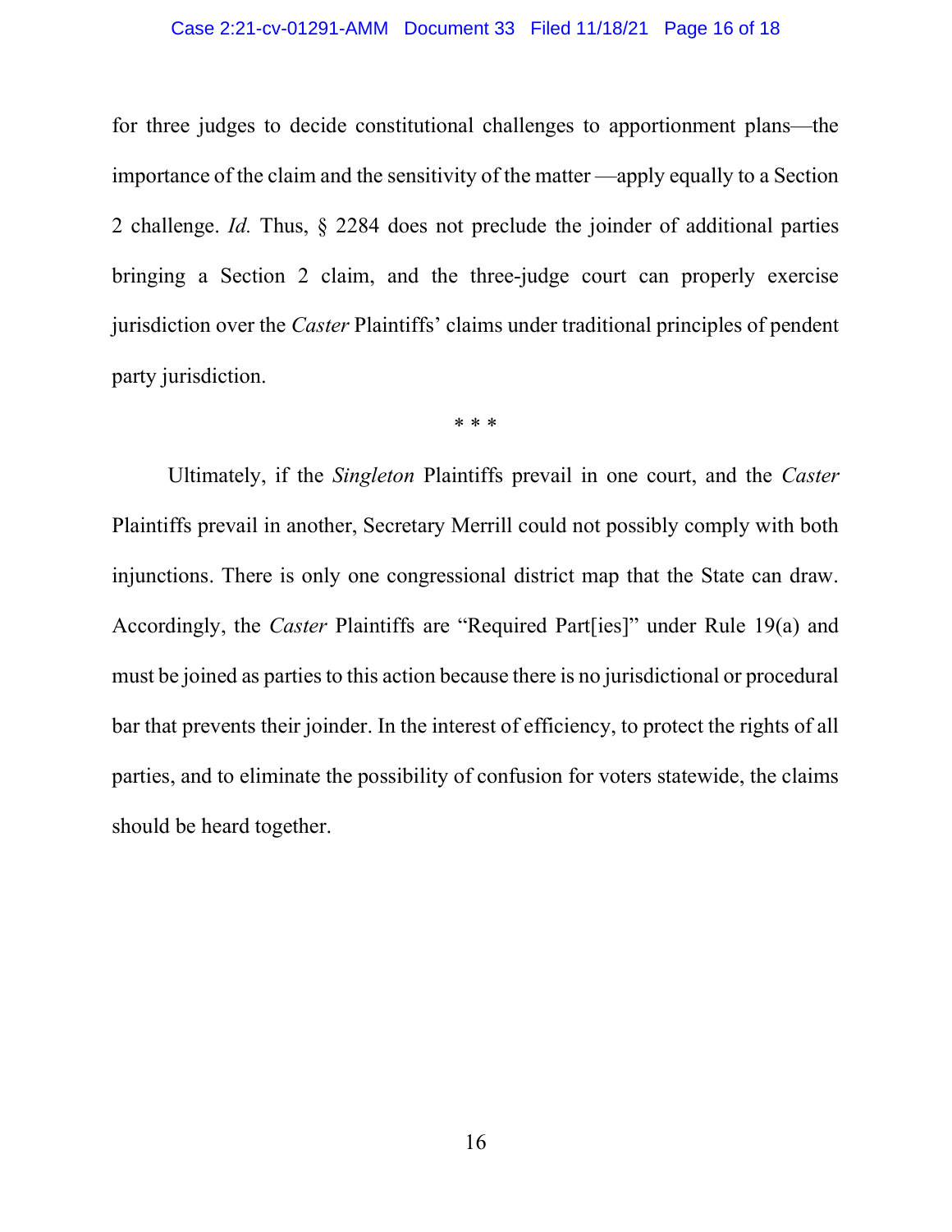for three judges to decide constitutional challenges to apportionment plans—the importance of the claim and the sensitivity of the matter —apply equally to a Section 2 challenge. *Id.* Thus, § 2284 does not preclude the joinder of additional parties bringing a Section 2 claim, and the three-judge court can properly exercise jurisdiction over the *Caster* Plaintiffs' claims under traditional principles of pendent party jurisdiction.

\* \* \*

Ultimately, if the *Singleton* Plaintiffs prevail in one court, and the *Caster* Plaintiffs prevail in another, Secretary Merrill could not possibly comply with both injunctions. There is only one congressional district map that the State can draw. Accordingly, the *Caster* Plaintiffs are "Required Part[ies]" under Rule 19(a) and must be joined as parties to this action because there is no jurisdictional or procedural bar that prevents their joinder. In the interest of efficiency, to protect the rights of all parties, and to eliminate the possibility of confusion for voters statewide, the claims should be heard together.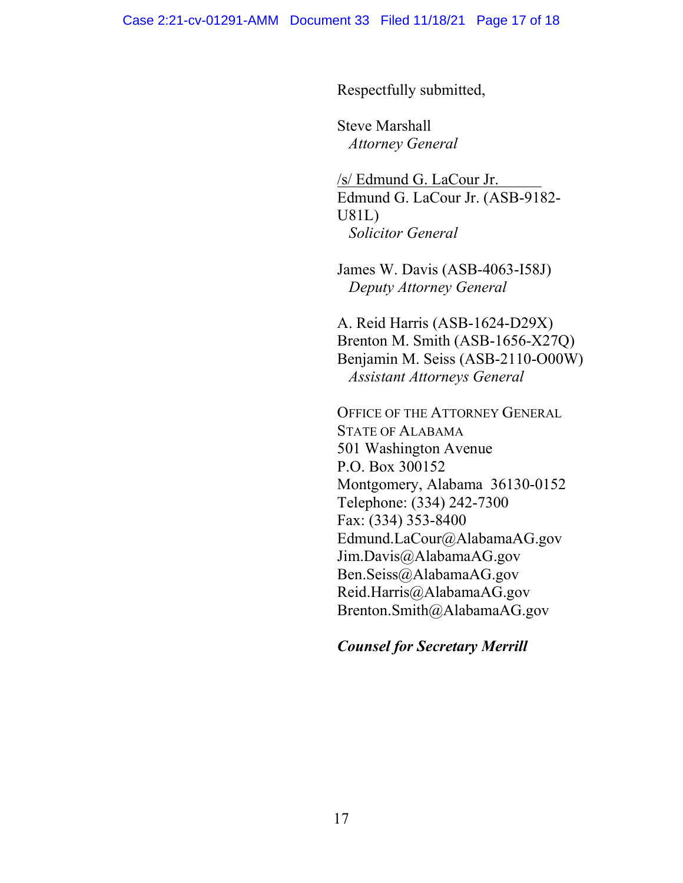Respectfully submitted,

Steve Marshall
*Attorney General*

/s/ Edmund G. LaCour Jr.
Edmund G. LaCour Jr. (ASB-9182-U81L)
*Solicitor General*

James W. Davis (ASB-4063-I58J)
*Deputy Attorney General*

A. Reid Harris (ASB-1624-D29X)
Brenton M. Smith (ASB-1656-X27Q)
Benjamin M. Seiss (ASB-2110-O00W)
*Assistant Attorneys General*

OFFICE OF THE ATTORNEY GENERAL
STATE OF ALABAMA
501 Washington Avenue
P.O. Box 300152
Montgomery, Alabama 36130-0152
Telephone: (334) 242-7300
Fax: (334) 353-8400
Edmund.LaCour@AlabamaAG.gov
Jim.Davis@AlabamaAG.gov
Ben.Seiss@AlabamaAG.gov
Reid.Harris@AlabamaAG.gov
Brenton.Smith@AlabamaAG.gov

***Counsel for Secretary Merrill***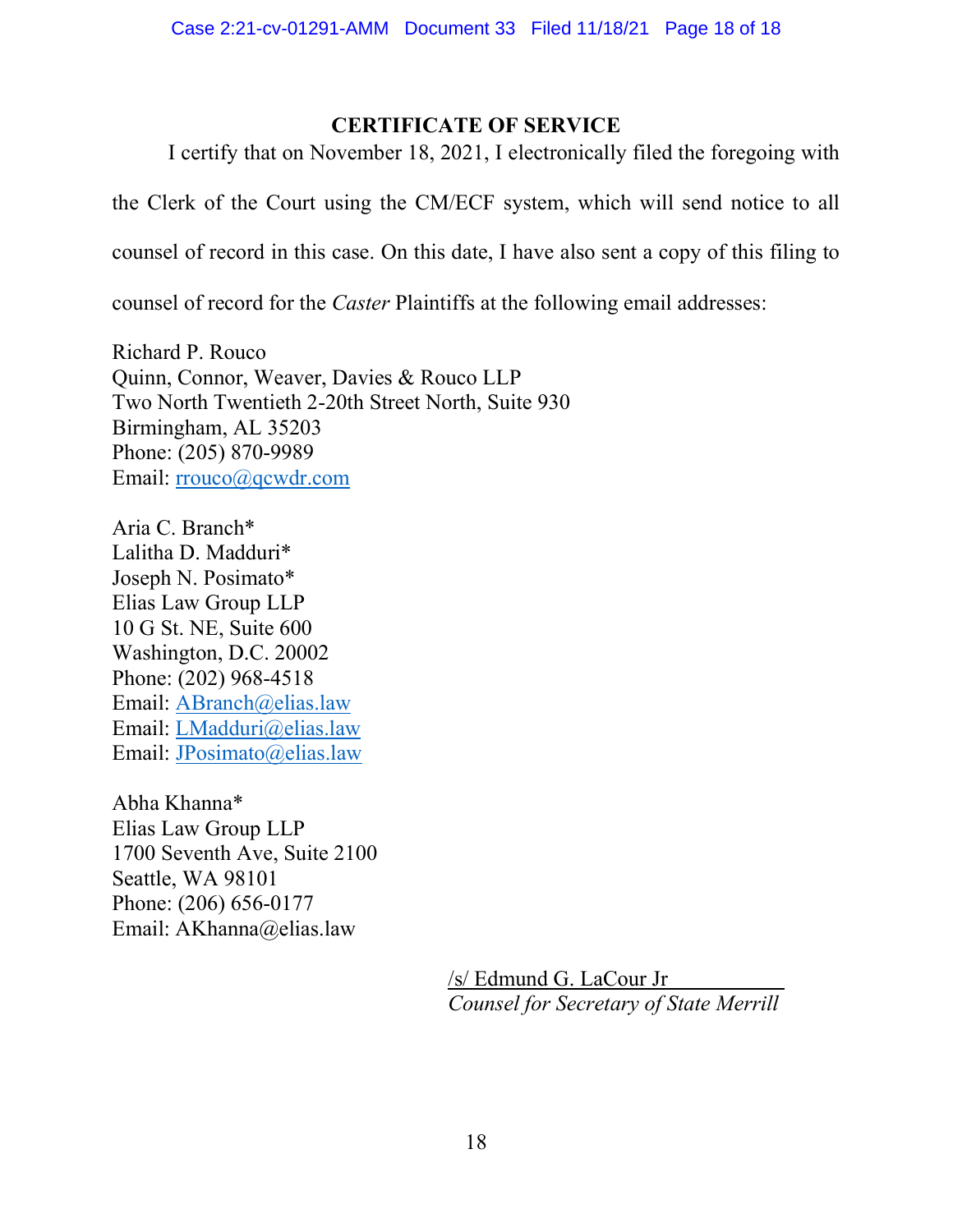## CERTIFICATE OF SERVICE

I certify that on November 18, 2021, I electronically filed the foregoing with the Clerk of the Court using the CM/ECF system, which will send notice to all counsel of record in this case. On this date, I have also sent a copy of this filing to counsel of record for the *Caster* Plaintiffs at the following email addresses:

Richard P. Rouco
Quinn, Connor, Weaver, Davies & Rouco LLP
Two North Twentieth 2-20th Street North, Suite 930
Birmingham, AL 35203
Phone: (205) 870-9989
Email: rrouco@qcwdr.com

Aria C. Branch*
Lalitha D. Madduri*
Joseph N. Posimato*
Elias Law Group LLP
10 G St. NE, Suite 600
Washington, D.C. 20002
Phone: (202) 968-4518
Email: ABranch@elias.law
Email: LMadduri@elias.law
Email: JPosimato@elias.law

Abha Khanna*
Elias Law Group LLP
1700 Seventh Ave, Suite 2100
Seattle, WA 98101
Phone: (206) 656-0177
Email: AKhanna@elias.law

/s/ Edmund G. LaCour Jr
*Counsel for Secretary of State Merrill*